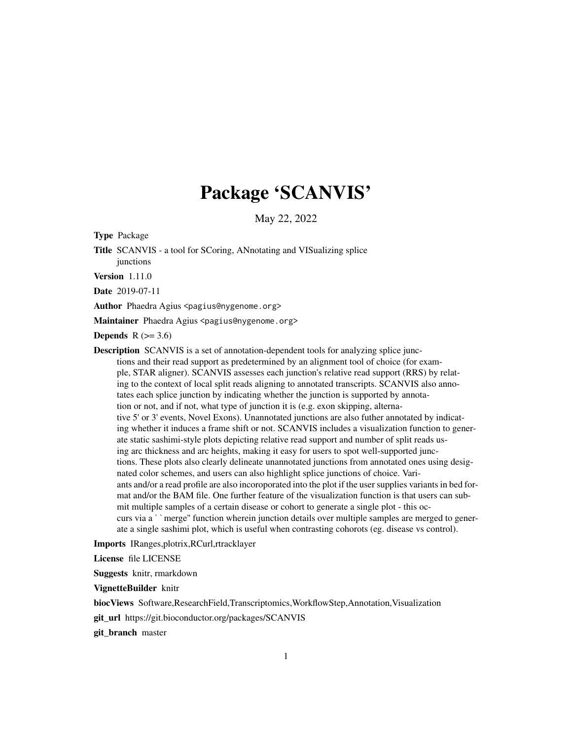# Package 'SCANVIS'

May 22, 2022

**Type** Package

**Title** SCANVIS - a tool for SCoring, ANnotating and VISualizing splice junctions

**Version** 1.11.0

**Date** 2019-07-11

**Author** Phaedra Agius <pagius@nygenome.org>

**Maintainer** Phaedra Agius <pagius@nygenome.org>

**Depends** R (>= 3.6)

**Description** SCANVIS is a set of annotation-dependent tools for analyzing splice junctions and their read support as predetermined by an alignment tool of choice (for example, STAR aligner). SCANVIS assesses each junction's relative read support (RRS) by relating to the context of local split reads aligning to annotated transcripts. SCANVIS also annotates each splice junction by indicating whether the junction is supported by annotation or not, and if not, what type of junction it is (e.g. exon skipping, alternative 5' or 3' events, Novel Exons). Unannotated junctions are also futher annotated by indicating whether it induces a frame shift or not. SCANVIS includes a visualization function to generate static sashimi-style plots depicting relative read support and number of split reads using arc thickness and arc heights, making it easy for users to spot well-supported junctions. These plots also clearly delineate unannotated junctions from annotated ones using designated color schemes, and users can also highlight splice junctions of choice. Variants and/or a read profile are also incoroporated into the plot if the user supplies variants in bed format and/or the BAM file. One further feature of the visualization function is that users can submit multiple samples of a certain disease or cohort to generate a single plot - this occurs via a ``merge'' function wherein junction details over multiple samples are merged to generate a single sashimi plot, which is useful when contrasting cohorots (eg. disease vs control).

**Imports** IRanges,plotrix,RCurl,rtracklayer

**License** file LICENSE

**Suggests** knitr, rmarkdown

**VignetteBuilder** knitr

**biocViews** Software,ResearchField,Transcriptomics,WorkflowStep,Annotation,Visualization

**git_url** https://git.bioconductor.org/packages/SCANVIS

**git_branch** master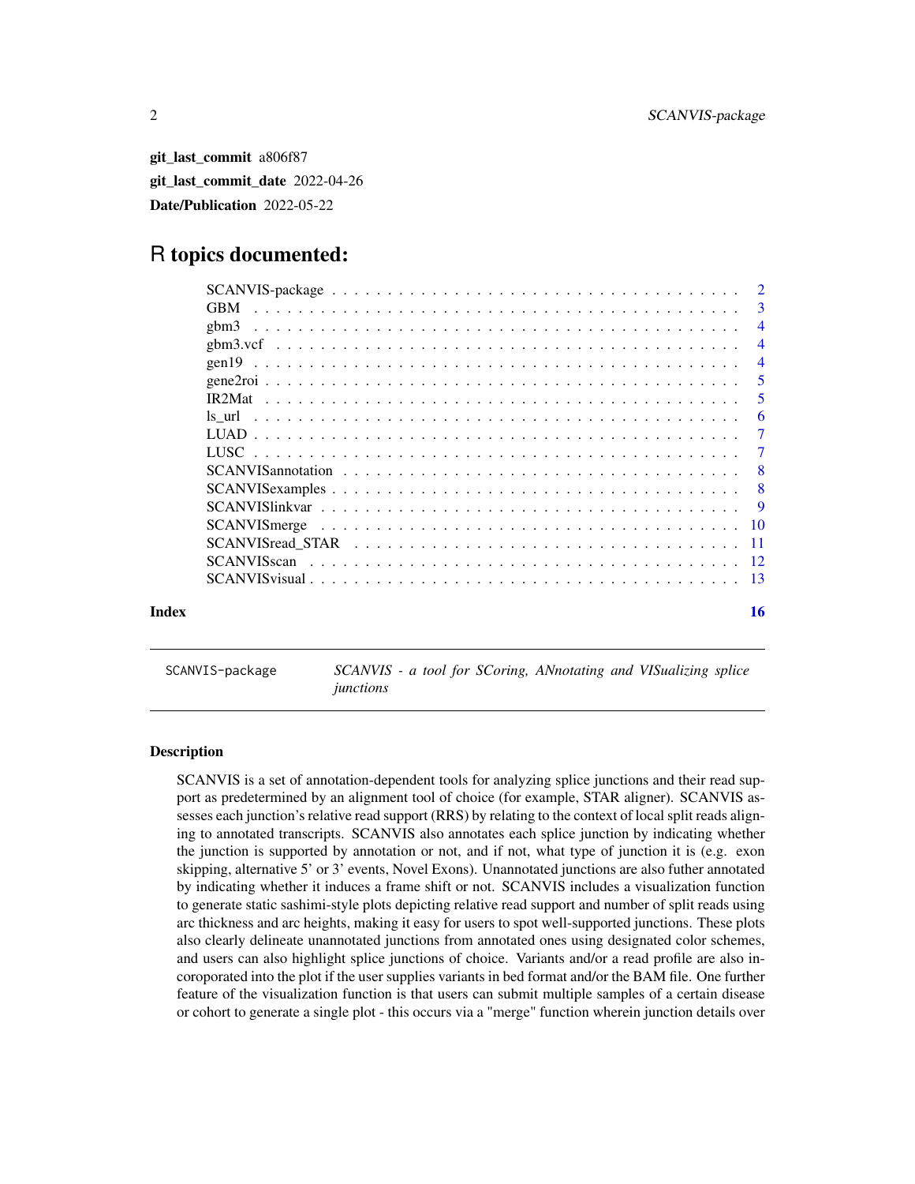**git_last_commit** a806f87

**git_last_commit_date** 2022-04-26

**Date/Publication** 2022-05-22

# R topics documented:

| | |
|---|---|
| SCANVIS-package | 2 |
| GBM | 3 |
| gbm3 | 4 |
| gbm3.vcf | 4 |
| gen19 | 4 |
| gene2roi | 5 |
| IR2Mat | 5 |
| ls_url | 6 |
| LUAD | 7 |
| LUSC | 7 |
| SCANVISannotation | 8 |
| SCANVISexamples | 8 |
| SCANVISlinkvar | 9 |
| SCANVISmerge | 10 |
| SCANVISread_STAR | 11 |
| SCANVISscan | 12 |
| SCANVISvisual | 13 |
| **Index** | **16** |

---

SCANVIS-package    *SCANVIS - a tool for SCoring, ANnotating and VISualizing splice junctions*

---

### Description

SCANVIS is a set of annotation-dependent tools for analyzing splice junctions and their read support as predetermined by an alignment tool of choice (for example, STAR aligner). SCANVIS assesses each junction's relative read support (RRS) by relating to the context of local split reads aligning to annotated transcripts. SCANVIS also annotates each splice junction by indicating whether the junction is supported by annotation or not, and if not, what type of junction it is (e.g. exon skipping, alternative 5' or 3' events, Novel Exons). Unannotated junctions are also futher annotated by indicating whether it induces a frame shift or not. SCANVIS includes a visualization function to generate static sashimi-style plots depicting relative read support and number of split reads using arc thickness and arc heights, making it easy for users to spot well-supported junctions. These plots also clearly delineate unannotated junctions from annotated ones using designated color schemes, and users can also highlight splice junctions of choice. Variants and/or a read profile are also incoroporated into the plot if the user supplies variants in bed format and/or the BAM file. One further feature of the visualization function is that users can submit multiple samples of a certain disease or cohort to generate a single plot - this occurs via a "merge" function wherein junction details over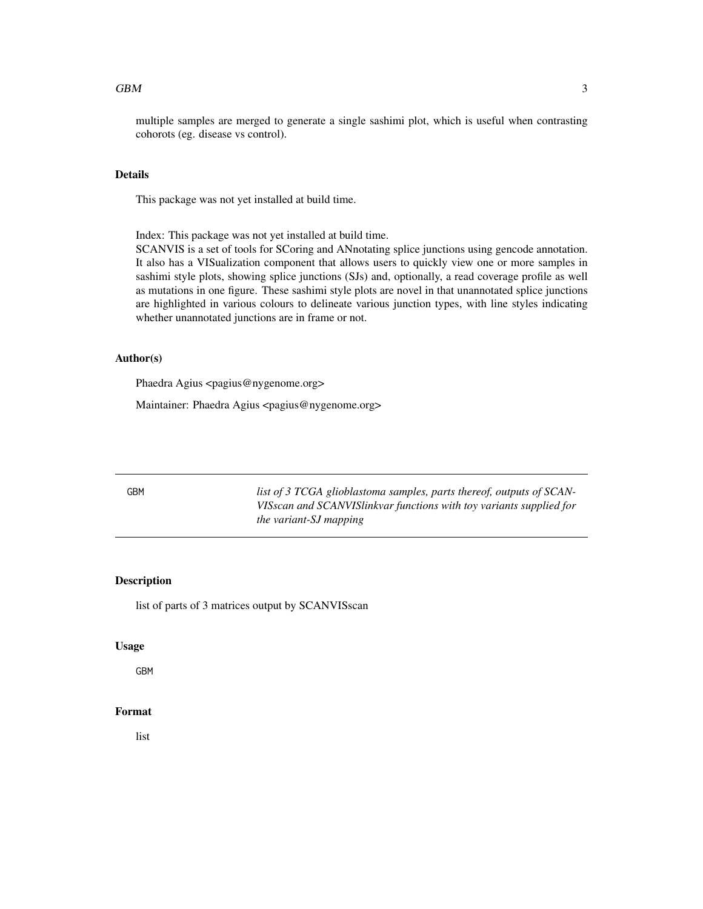multiple samples are merged to generate a single sashimi plot, which is useful when contrasting cohorots (eg. disease vs control).

## Details

This package was not yet installed at build time.

Index: This package was not yet installed at build time.
SCANVIS is a set of tools for SCoring and ANnotating splice junctions using gencode annotation. It also has a VISualization component that allows users to quickly view one or more samples in sashimi style plots, showing splice junctions (SJs) and, optionally, a read coverage profile as well as mutations in one figure. These sashimi style plots are novel in that unannotated splice junctions are highlighted in various colours to delineate various junction types, with line styles indicating whether unannotated junctions are in frame or not.

## Author(s)

Phaedra Agius <pagius@nygenome.org>

Maintainer: Phaedra Agius <pagius@nygenome.org>

---

# GBM — *list of 3 TCGA glioblastoma samples, parts thereof, outputs of SCANVISscan and SCANVISlinkvar functions with toy variants supplied for the variant-SJ mapping*

---

## Description

list of parts of 3 matrices output by SCANVISscan

## Usage

```
GBM
```

## Format

list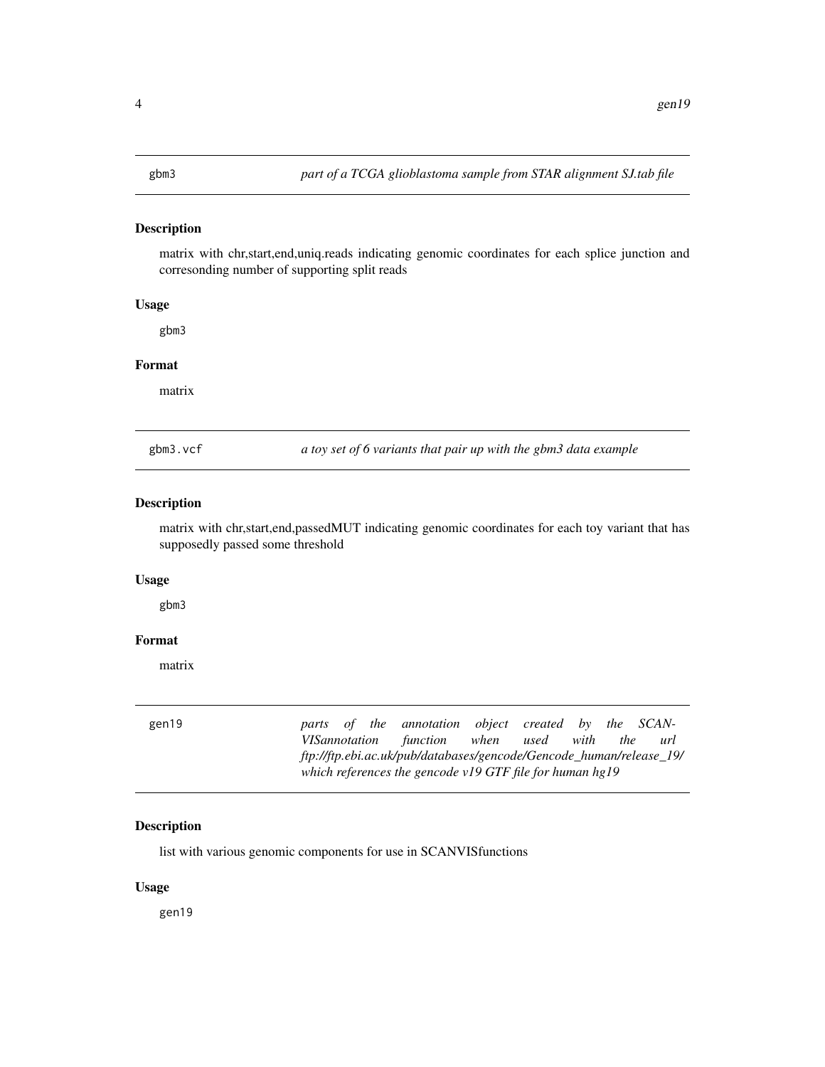## gbm3 *part of a TCGA glioblastoma sample from STAR alignment SJ.tab file*

### Description

matrix with chr,start,end,uniq.reads indicating genomic coordinates for each splice junction and corresonding number of supporting split reads

### Usage

```
gbm3
```

### Format

matrix

## gbm3.vcf *a toy set of 6 variants that pair up with the gbm3 data example*

### Description

matrix with chr,start,end,passedMUT indicating genomic coordinates for each toy variant that has supposedly passed some threshold

### Usage

```
gbm3
```

### Format

matrix

## gen19 *parts of the annotation object created by the SCANVISannotation function when used with the url ftp://ftp.ebi.ac.uk/pub/databases/gencode/Gencode_human/release_19/ which references the gencode v19 GTF file for human hg19*

### Description

list with various genomic components for use in SCANVISfunctions

### Usage

```
gen19
```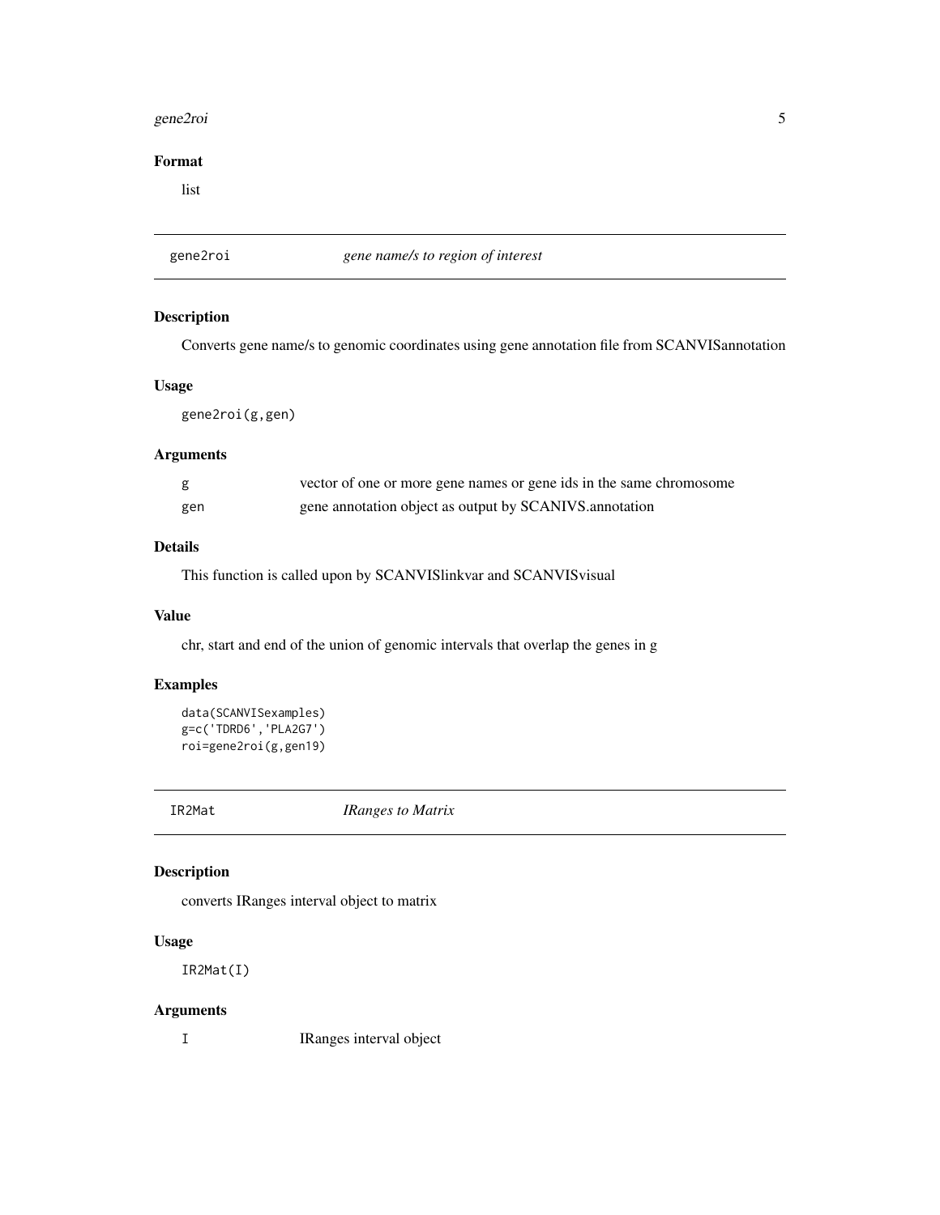### Format

list

---

## gene2roi — *gene name/s to region of interest*

### Description

Converts gene name/s to genomic coordinates using gene annotation file from SCANVISannotation

### Usage

```
gene2roi(g,gen)
```

### Arguments

| | |
|---|---|
| g | vector of one or more gene names or gene ids in the same chromosome |
| gen | gene annotation object as output by SCANIVS.annotation |

### Details

This function is called upon by SCANVISlinkvar and SCANVISvisual

### Value

chr, start and end of the union of genomic intervals that overlap the genes in g

### Examples

```
data(SCANVISexamples)
g=c('TDRD6','PLA2G7')
roi=gene2roi(g,gen19)
```

---

## IR2Mat — *IRanges to Matrix*

### Description

converts IRanges interval object to matrix

### Usage

```
IR2Mat(I)
```

### Arguments

| | |
|---|---|
| I | IRanges interval object |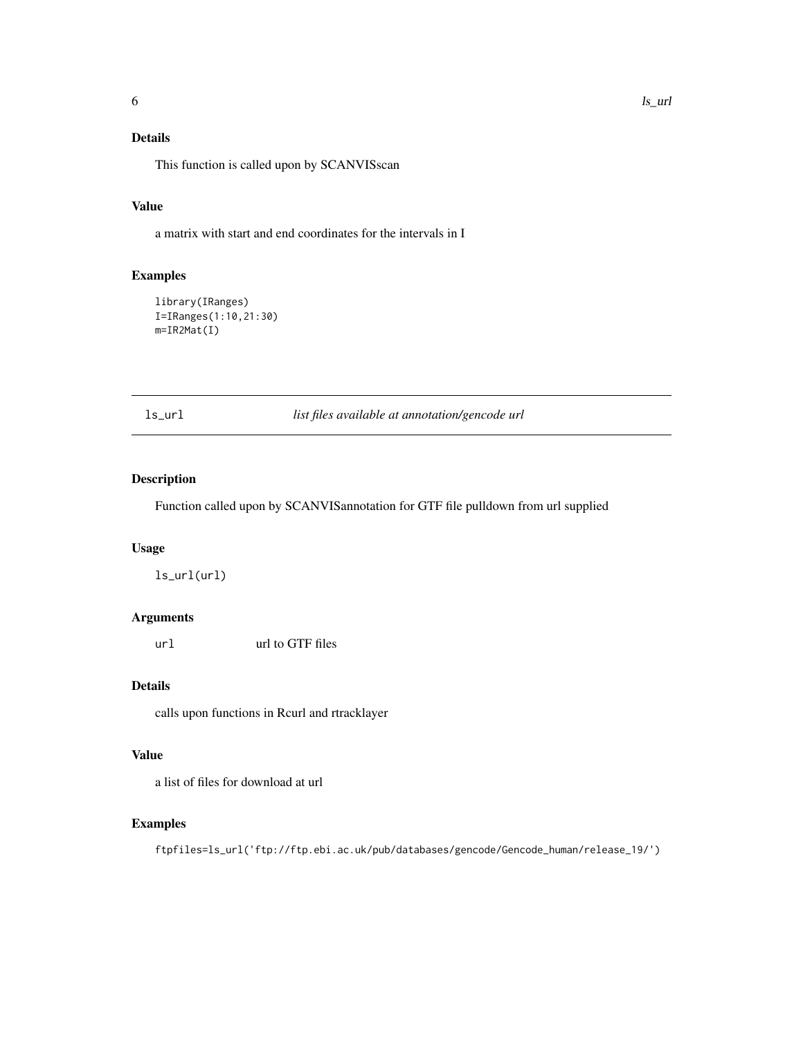### Details

This function is called upon by SCANVISscan

### Value

a matrix with start and end coordinates for the intervals in I

### Examples

```
library(IRanges)
I=IRanges(1:10,21:30)
m=IR2Mat(I)
```

---

## ls_url — *list files available at annotation/gencode url*

### Description

Function called upon by SCANVISannotation for GTF file pulldown from url supplied

### Usage

```
ls_url(url)
```

### Arguments

| | |
|---|---|
| `url` | url to GTF files |

### Details

calls upon functions in Rcurl and rtracklayer

### Value

a list of files for download at url

### Examples

```
ftpfiles=ls_url('ftp://ftp.ebi.ac.uk/pub/databases/gencode/Gencode_human/release_19/')
```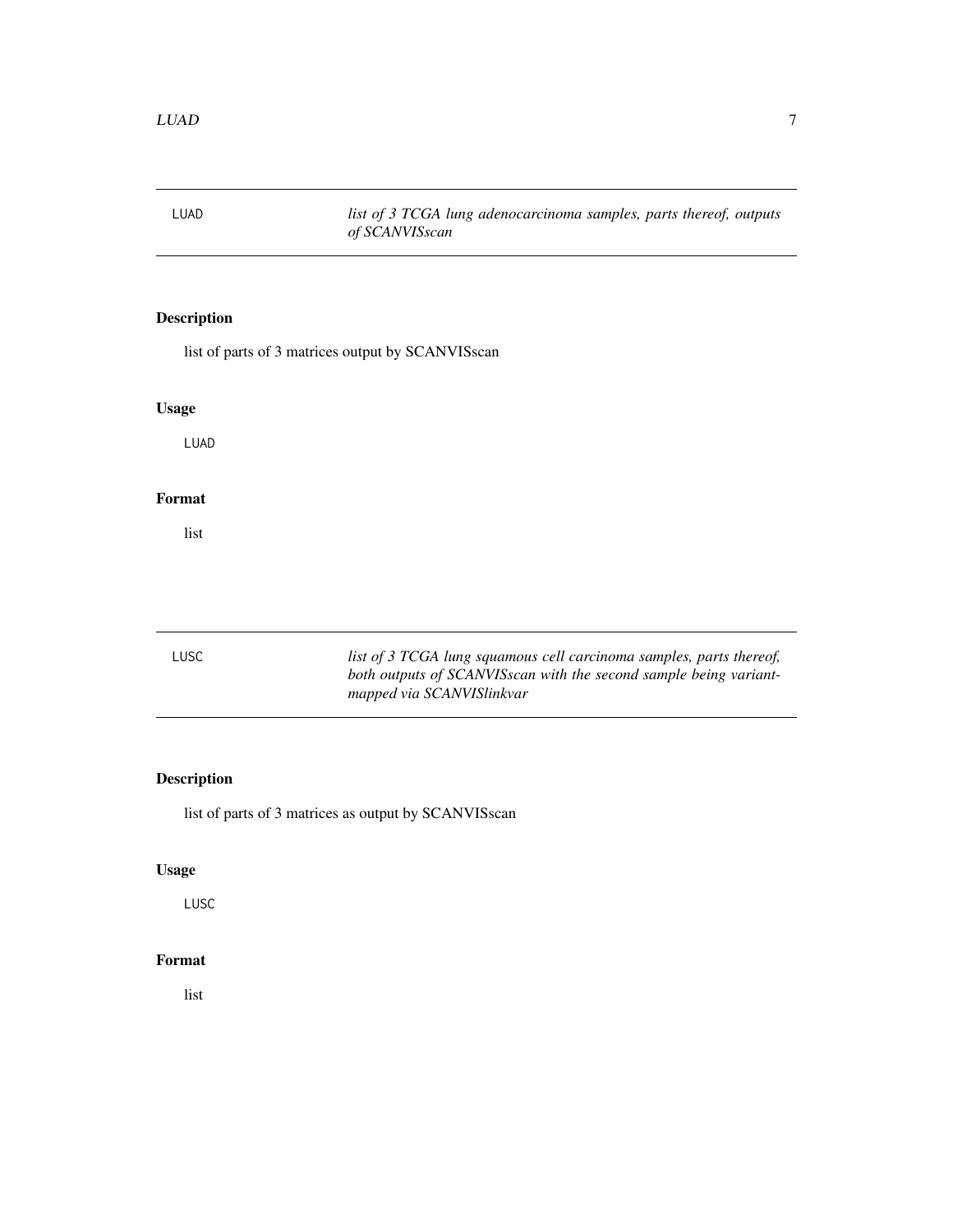## LUAD — *list of 3 TCGA lung adenocarcinoma samples, parts thereof, outputs of SCANVISscan*

### Description

list of parts of 3 matrices output by SCANVISscan

### Usage

```
LUAD
```

### Format

list

## LUSC — *list of 3 TCGA lung squamous cell carcinoma samples, parts thereof, both outputs of SCANVISscan with the second sample being variant-mapped via SCANVISlinkvar*

### Description

list of parts of 3 matrices as output by SCANVISscan

### Usage

```
LUSC
```

### Format

list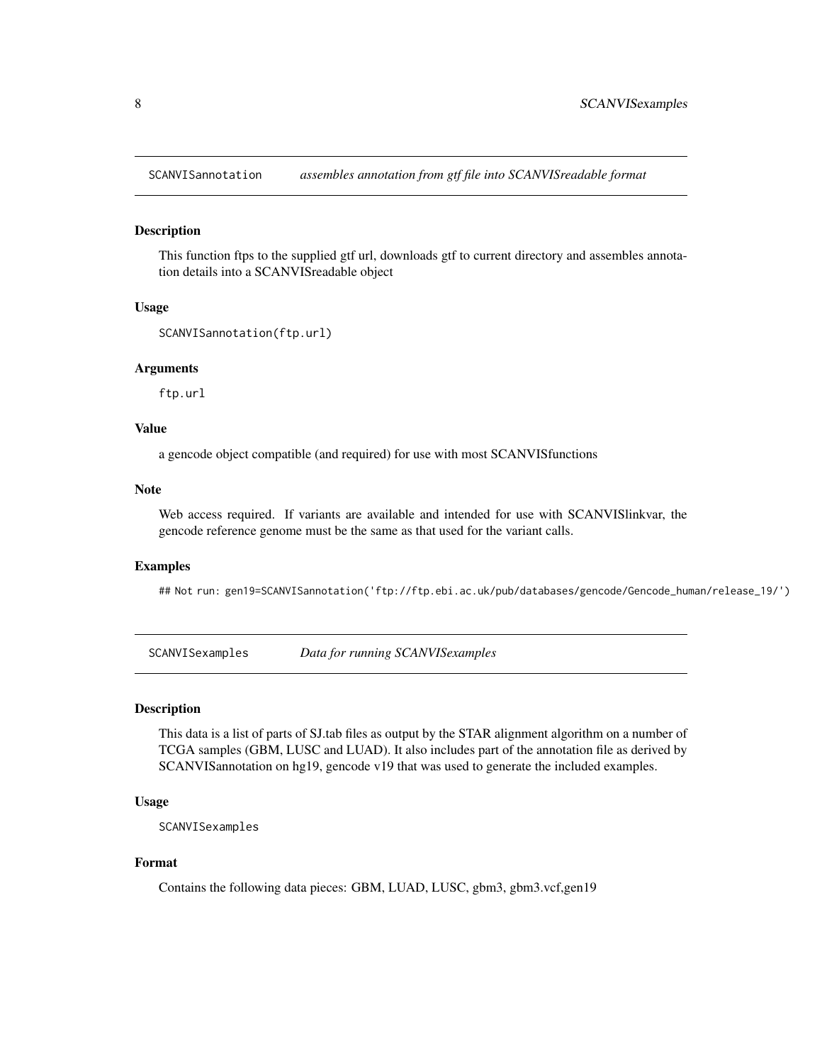## SCANVISannotation *assembles annotation from gtf file into SCANVISreadable format*

### Description

This function ftps to the supplied gtf url, downloads gtf to current directory and assembles annotation details into a SCANVISreadable object

### Usage

```
SCANVISannotation(ftp.url)
```

### Arguments

`ftp.url`

### Value

a gencode object compatible (and required) for use with most SCANVISfunctions

### Note

Web access required. If variants are available and intended for use with SCANVISlinkvar, the gencode reference genome must be the same as that used for the variant calls.

### Examples

```
## Not run: gen19=SCANVISannotation('ftp://ftp.ebi.ac.uk/pub/databases/gencode/Gencode_human/release_19/')
```

## SCANVISexamples *Data for running SCANVISexamples*

### Description

This data is a list of parts of SJ.tab files as output by the STAR alignment algorithm on a number of TCGA samples (GBM, LUSC and LUAD). It also includes part of the annotation file as derived by SCANVISannotation on hg19, gencode v19 that was used to generate the included examples.

### Usage

```
SCANVISexamples
```

### Format

Contains the following data pieces: GBM, LUAD, LUSC, gbm3, gbm3.vcf,gen19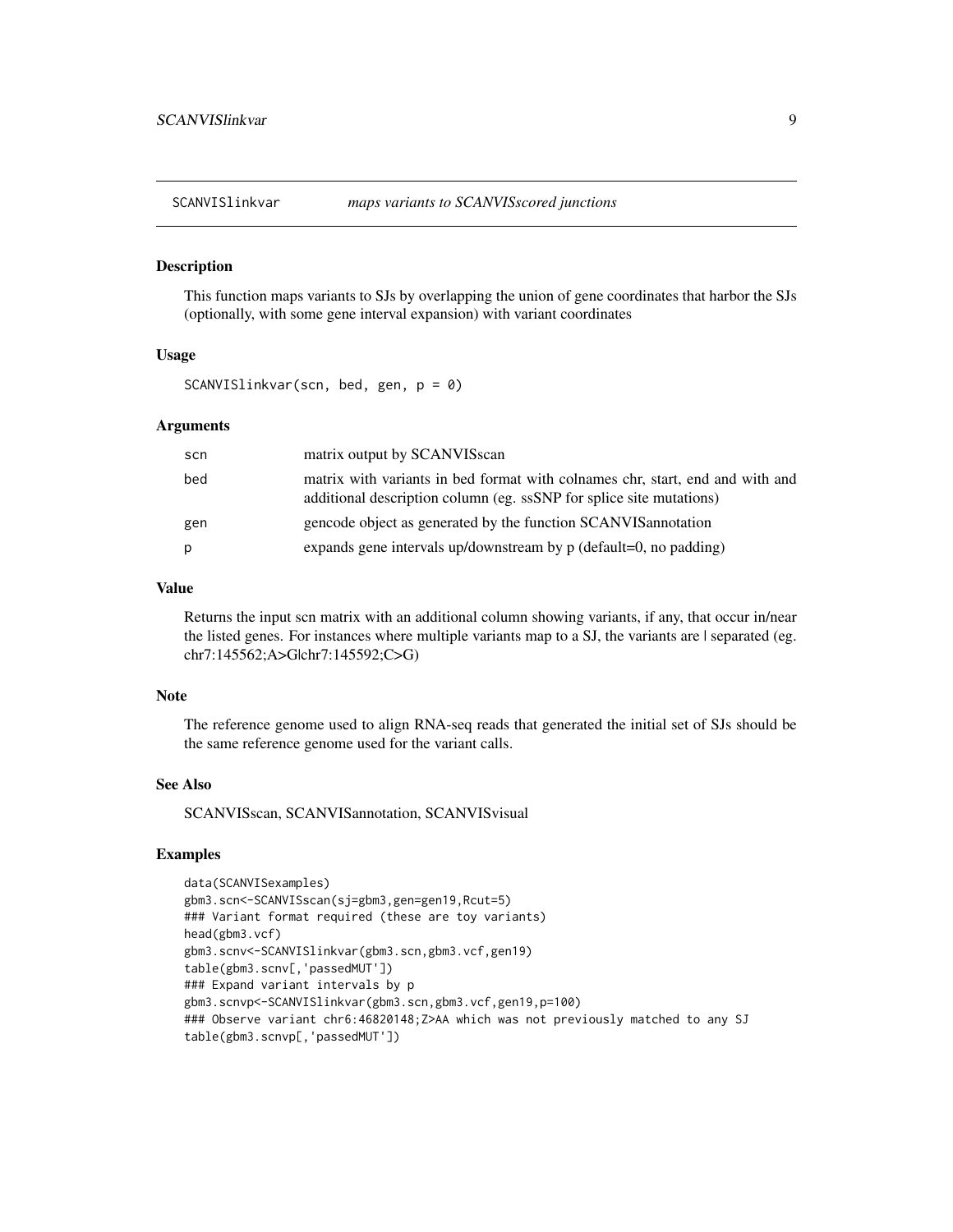## SCANVISlinkvar — *maps variants to SCANVISscored junctions*

### Description

This function maps variants to SJs by overlapping the union of gene coordinates that harbor the SJs (optionally, with some gene interval expansion) with variant coordinates

### Usage

```
SCANVISlinkvar(scn, bed, gen, p = 0)
```

### Arguments

| | |
|---|---|
| scn | matrix output by SCANVISscan |
| bed | matrix with variants in bed format with colnames chr, start, end and with and additional description column (eg. ssSNP for splice site mutations) |
| gen | gencode object as generated by the function SCANVISannotation |
| p | expands gene intervals up/downstream by p (default=0, no padding) |

### Value

Returns the input scn matrix with an additional column showing variants, if any, that occur in/near the listed genes. For instances where multiple variants map to a SJ, the variants are | separated (eg. chr7:145562;A>G|chr7:145592;C>G)

### Note

The reference genome used to align RNA-seq reads that generated the initial set of SJs should be the same reference genome used for the variant calls.

### See Also

SCANVISscan, SCANVISannotation, SCANVISvisual

### Examples

```
data(SCANVISexamples)
gbm3.scn<-SCANVISscan(sj=gbm3,gen=gen19,Rcut=5)
### Variant format required (these are toy variants)
head(gbm3.vcf)
gbm3.scnv<-SCANVISlinkvar(gbm3.scn,gbm3.vcf,gen19)
table(gbm3.scnv[,'passedMUT'])
### Expand variant intervals by p
gbm3.scnvp<-SCANVISlinkvar(gbm3.scn,gbm3.vcf,gen19,p=100)
### Observe variant chr6:46820148;Z>AA which was not previously matched to any SJ
table(gbm3.scnvp[,'passedMUT'])
```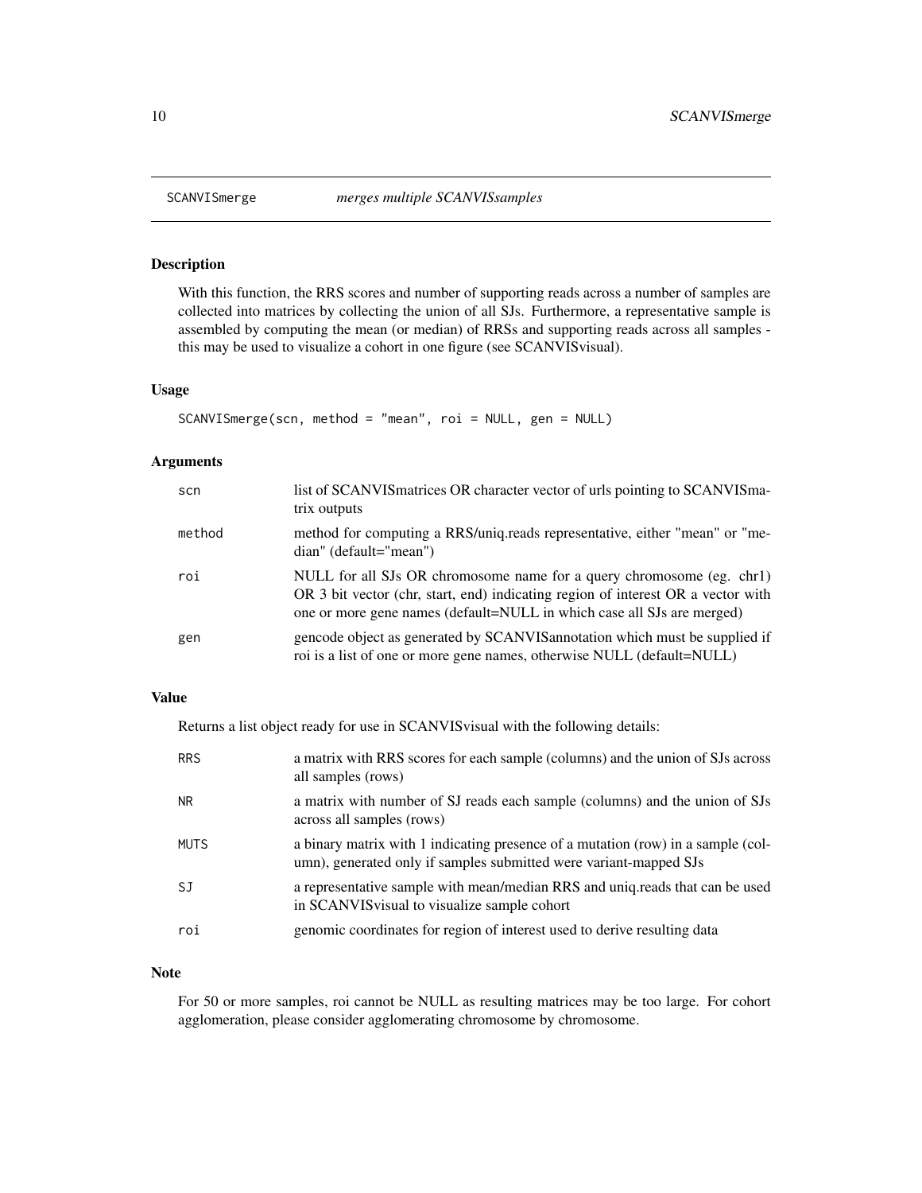# SCANVISmerge *merges multiple SCANVISsamples*

## Description

With this function, the RRS scores and number of supporting reads across a number of samples are collected into matrices by collecting the union of all SJs. Furthermore, a representative sample is assembled by computing the mean (or median) of RRSs and supporting reads across all samples - this may be used to visualize a cohort in one figure (see SCANVISvisual).

## Usage

```
SCANVISmerge(scn, method = "mean", roi = NULL, gen = NULL)
```

## Arguments

| | |
|---|---|
| `scn` | list of SCANVISmatrices OR character vector of urls pointing to SCANVISmatrix outputs |
| `method` | method for computing a RRS/uniq.reads representative, either "mean" or "median" (default="mean") |
| `roi` | NULL for all SJs OR chromosome name for a query chromosome (eg. chr1) OR 3 bit vector (chr, start, end) indicating region of interest OR a vector with one or more gene names (default=NULL in which case all SJs are merged) |
| `gen` | gencode object as generated by SCANVISannotation which must be supplied if roi is a list of one or more gene names, otherwise NULL (default=NULL) |

## Value

Returns a list object ready for use in SCANVISvisual with the following details:

| | |
|---|---|
| `RRS` | a matrix with RRS scores for each sample (columns) and the union of SJs across all samples (rows) |
| `NR` | a matrix with number of SJ reads each sample (columns) and the union of SJs across all samples (rows) |
| `MUTS` | a binary matrix with 1 indicating presence of a mutation (row) in a sample (column), generated only if samples submitted were variant-mapped SJs |
| `SJ` | a representative sample with mean/median RRS and uniq.reads that can be used in SCANVISvisual to visualize sample cohort |
| `roi` | genomic coordinates for region of interest used to derive resulting data |

## Note

For 50 or more samples, roi cannot be NULL as resulting matrices may be too large. For cohort agglomeration, please consider agglomerating chromosome by chromosome.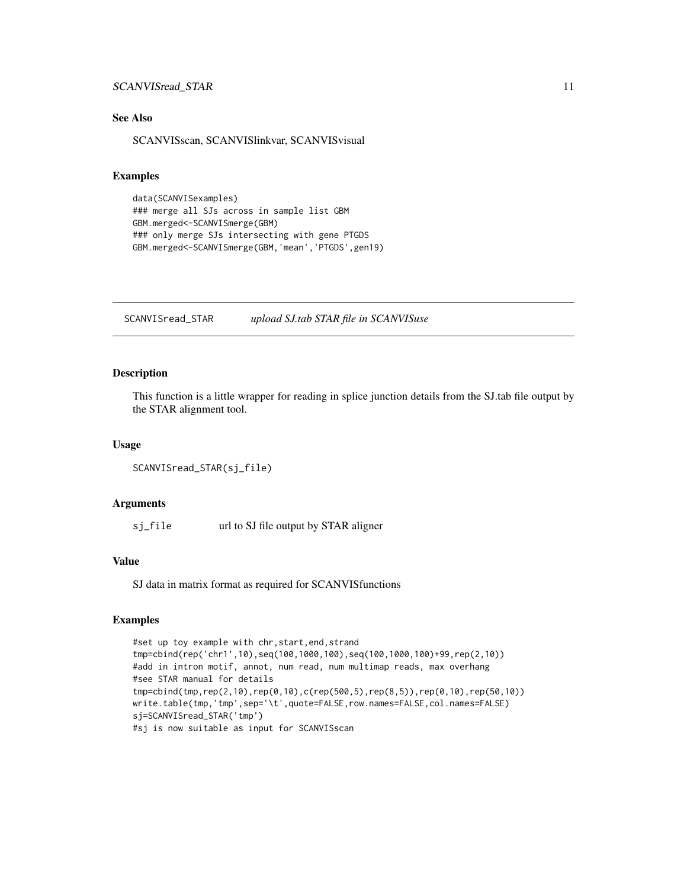### See Also

SCANVISscan, SCANVISlinkvar, SCANVISvisual

### Examples

```
data(SCANVISexamples)
### merge all SJs across in sample list GBM
GBM.merged<-SCANVISmerge(GBM)
### only merge SJs intersecting with gene PTGDS
GBM.merged<-SCANVISmerge(GBM,'mean','PTGDS',gen19)
```

---

## SCANVISread_STAR *upload SJ.tab STAR file in SCANVISuse*

---

### Description

This function is a little wrapper for reading in splice junction details from the SJ.tab file output by the STAR alignment tool.

### Usage

```
SCANVISread_STAR(sj_file)
```

### Arguments

| | |
|---|---|
| sj_file | url to SJ file output by STAR aligner |

### Value

SJ data in matrix format as required for SCANVISfunctions

### Examples

```
#set up toy example with chr,start,end,strand
tmp=cbind(rep('chr1',10),seq(100,1000,100),seq(100,1000,100)+99,rep(2,10))
#add in intron motif, annot, num read, num multimap reads, max overhang
#see STAR manual for details
tmp=cbind(tmp,rep(2,10),rep(0,10),c(rep(500,5),rep(8,5)),rep(0,10),rep(50,10))
write.table(tmp,'tmp',sep='\t',quote=FALSE,row.names=FALSE,col.names=FALSE)
sj=SCANVISread_STAR('tmp')
#sj is now suitable as input for SCANVISscan
```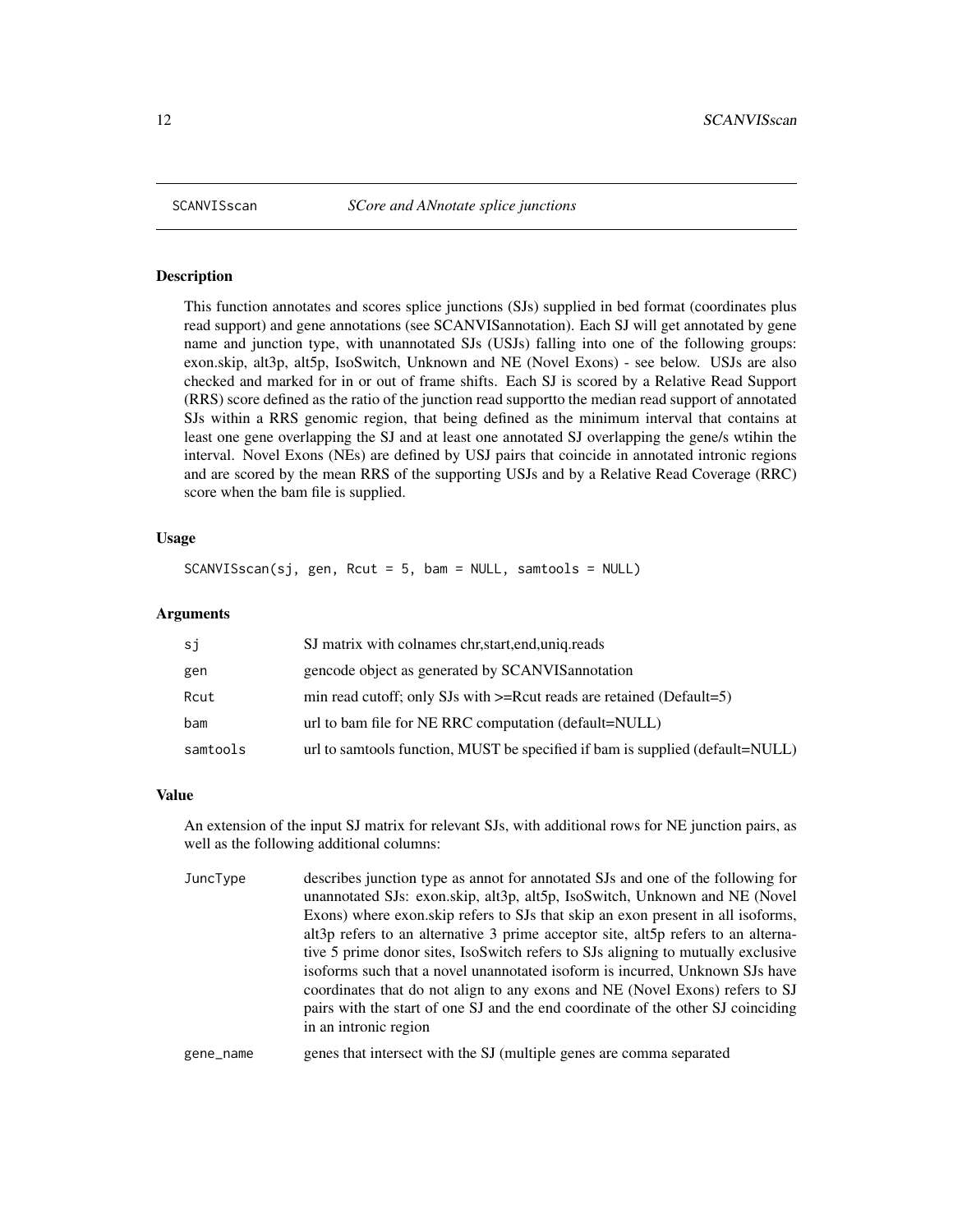## SCANVISscan — *SCore and ANnotate splice junctions*

### Description

This function annotates and scores splice junctions (SJs) supplied in bed format (coordinates plus read support) and gene annotations (see SCANVISannotation). Each SJ will get annotated by gene name and junction type, with unannotated SJs (USJs) falling into one of the following groups: exon.skip, alt3p, alt5p, IsoSwitch, Unknown and NE (Novel Exons) - see below. USJs are also checked and marked for in or out of frame shifts. Each SJ is scored by a Relative Read Support (RRS) score defined as the ratio of the junction read supportto the median read support of annotated SJs within a RRS genomic region, that being defined as the minimum interval that contains at least one gene overlapping the SJ and at least one annotated SJ overlapping the gene/s wtihin the interval. Novel Exons (NEs) are defined by USJ pairs that coincide in annotated intronic regions and are scored by the mean RRS of the supporting USJs and by a Relative Read Coverage (RRC) score when the bam file is supplied.

### Usage

```
SCANVISscan(sj, gen, Rcut = 5, bam = NULL, samtools = NULL)
```

### Arguments

| | |
|---|---|
| sj | SJ matrix with colnames chr,start,end,uniq.reads |
| gen | gencode object as generated by SCANVISannotation |
| Rcut | min read cutoff; only SJs with >=Rcut reads are retained (Default=5) |
| bam | url to bam file for NE RRC computation (default=NULL) |
| samtools | url to samtools function, MUST be specified if bam is supplied (default=NULL) |

### Value

An extension of the input SJ matrix for relevant SJs, with additional rows for NE junction pairs, as well as the following additional columns:

| | |
|---|---|
| JuncType | describes junction type as annot for annotated SJs and one of the following for unannotated SJs: exon.skip, alt3p, alt5p, IsoSwitch, Unknown and NE (Novel Exons) where exon.skip refers to SJs that skip an exon present in all isoforms, alt3p refers to an alternative 3 prime acceptor site, alt5p refers to an alternative 5 prime donor sites, IsoSwitch refers to SJs aligning to mutually exclusive isoforms such that a novel unannotated isoform is incurred, Unknown SJs have coordinates that do not align to any exons and NE (Novel Exons) refers to SJ pairs with the start of one SJ and the end coordinate of the other SJ coinciding in an intronic region |
| gene_name | genes that intersect with the SJ (multiple genes are comma separated |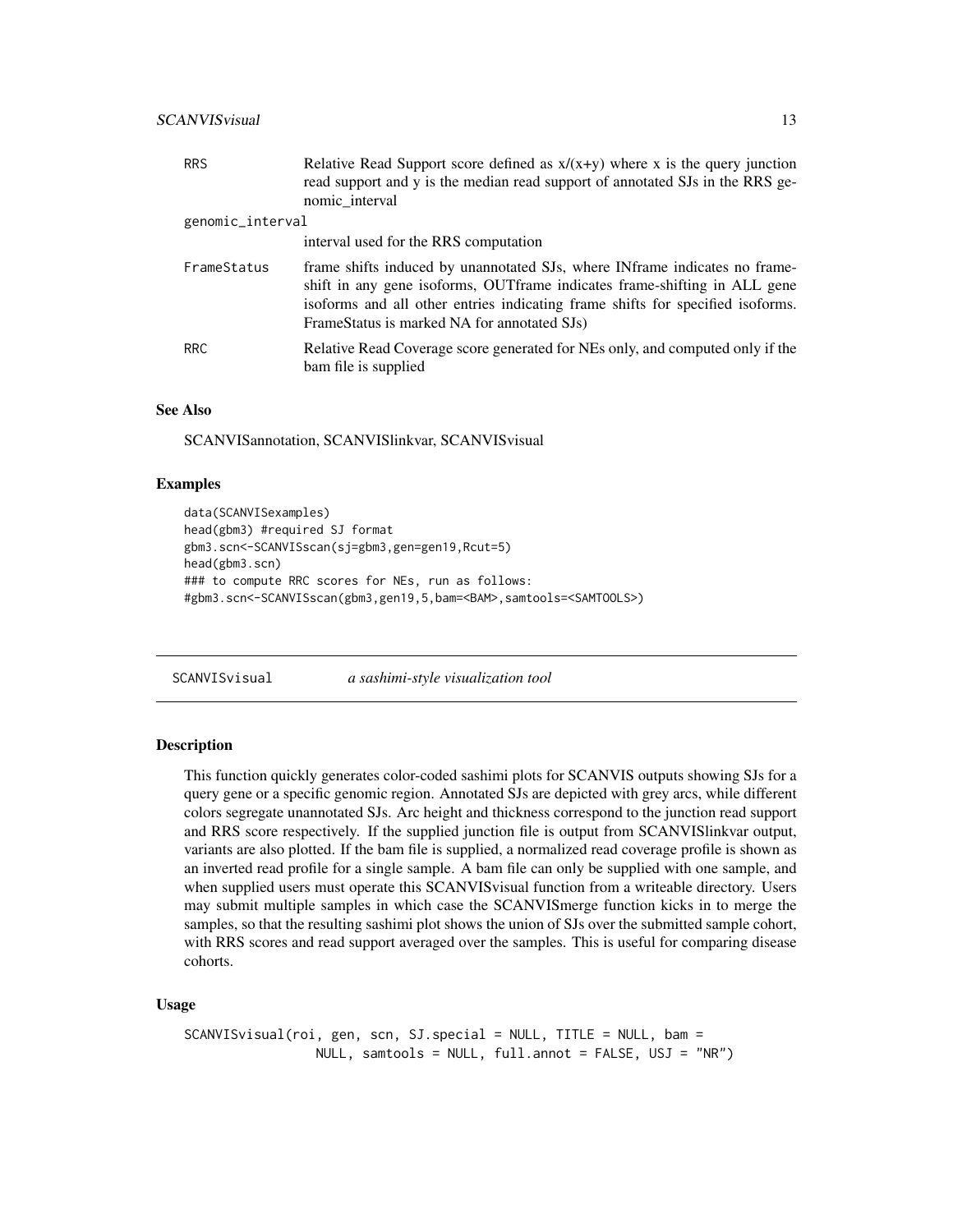| | |
|---|---|
| `RRS` | Relative Read Support score defined as x/(x+y) where x is the query junction read support and y is the median read support of annotated SJs in the RRS genomic_interval |
| `genomic_interval` | interval used for the RRS computation |
| `FrameStatus` | frame shifts induced by unannotated SJs, where INframe indicates no frameshift in any gene isoforms, OUTframe indicates frame-shifting in ALL gene isoforms and all other entries indicating frame shifts for specified isoforms. FrameStatus is marked NA for annotated SJs) |
| `RRC` | Relative Read Coverage score generated for NEs only, and computed only if the bam file is supplied |

### See Also

SCANVISannotation, SCANVISlinkvar, SCANVISvisual

### Examples

```
data(SCANVISexamples)
head(gbm3) #required SJ format
gbm3.scn<-SCANVISscan(sj=gbm3,gen=gen19,Rcut=5)
head(gbm3.scn)
### to compute RRC scores for NEs, run as follows:
#gbm3.scn<-SCANVISscan(gbm3,gen19,5,bam=<BAM>,samtools=<SAMTOOLS>)
```

---

## SCANVISvisual — *a sashimi-style visualization tool*

### Description

This function quickly generates color-coded sashimi plots for SCANVIS outputs showing SJs for a query gene or a specific genomic region. Annotated SJs are depicted with grey arcs, while different colors segregate unannotated SJs. Arc height and thickness correspond to the junction read support and RRS score respectively. If the supplied junction file is output from SCANVISlinkvar output, variants are also plotted. If the bam file is supplied, a normalized read coverage profile is shown as an inverted read profile for a single sample. A bam file can only be supplied with one sample, and when supplied users must operate this SCANVISvisual function from a writeable directory. Users may submit multiple samples in which case the SCANVISmerge function kicks in to merge the samples, so that the resulting sashimi plot shows the union of SJs over the submitted sample cohort, with RRS scores and read support averaged over the samples. This is useful for comparing disease cohorts.

### Usage

```
SCANVISvisual(roi, gen, scn, SJ.special = NULL, TITLE = NULL, bam =
                NULL, samtools = NULL, full.annot = FALSE, USJ = "NR")
```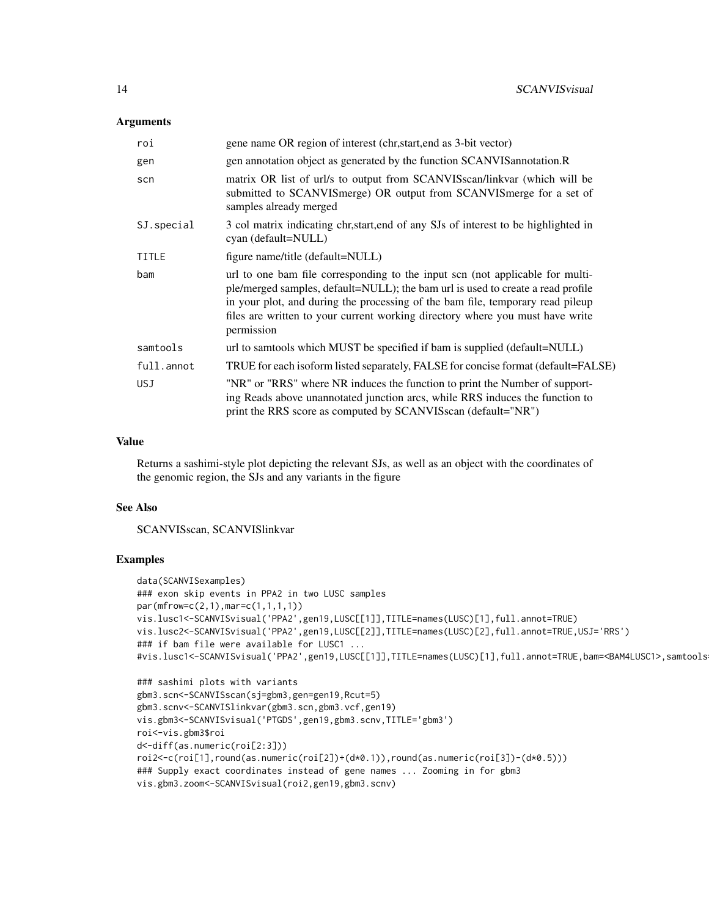## Arguments

| | |
|---|---|
| roi | gene name OR region of interest (chr,start,end as 3-bit vector) |
| gen | gen annotation object as generated by the function SCANVISannotation.R |
| scn | matrix OR list of url/s to output from SCANVISscan/linkvar (which will be submitted to SCANVISmerge) OR output from SCANVISmerge for a set of samples already merged |
| SJ.special | 3 col matrix indicating chr,start,end of any SJs of interest to be highlighted in cyan (default=NULL) |
| TITLE | figure name/title (default=NULL) |
| bam | url to one bam file corresponding to the input scn (not applicable for multiple/merged samples, default=NULL); the bam url is used to create a read profile in your plot, and during the processing of the bam file, temporary read pileup files are written to your current working directory where you must have write permission |
| samtools | url to samtools which MUST be specified if bam is supplied (default=NULL) |
| full.annot | TRUE for each isoform listed separately, FALSE for concise format (default=FALSE) |
| USJ | "NR" or "RRS" where NR induces the function to print the Number of supporting Reads above unannotated junction arcs, while RRS induces the function to print the RRS score as computed by SCANVISscan (default="NR") |

## Value

Returns a sashimi-style plot depicting the relevant SJs, as well as an object with the coordinates of the genomic region, the SJs and any variants in the figure

## See Also

SCANVISscan, SCANVISlinkvar

## Examples

```
data(SCANVISexamples)
### exon skip events in PPA2 in two LUSC samples
par(mfrow=c(2,1),mar=c(1,1,1,1))
vis.lusc1<-SCANVISvisual('PPA2',gen19,LUSC[[1]],TITLE=names(LUSC)[1],full.annot=TRUE)
vis.lusc2<-SCANVISvisual('PPA2',gen19,LUSC[[2]],TITLE=names(LUSC)[2],full.annot=TRUE,USJ='RRS')
### if bam file were available for LUSC1 ...
#vis.lusc1<-SCANVISvisual('PPA2',gen19,LUSC[[1]],TITLE=names(LUSC)[1],full.annot=TRUE,bam=<BAM4LUSC1>,samtools

### sashimi plots with variants
gbm3.scn<-SCANVISscan(sj=gbm3,gen=gen19,Rcut=5)
gbm3.scnv<-SCANVISlinkvar(gbm3.scn,gbm3.vcf,gen19)
vis.gbm3<-SCANVISvisual('PTGDS',gen19,gbm3.scnv,TITLE='gbm3')
roi<-vis.gbm3$roi
d<-diff(as.numeric(roi[2:3]))
roi2<-c(roi[1],round(as.numeric(roi[2])+(d*0.1)),round(as.numeric(roi[3])-(d*0.5)))
### Supply exact coordinates instead of gene names ... Zooming in for gbm3
vis.gbm3.zoom<-SCANVISvisual(roi2,gen19,gbm3.scnv)
```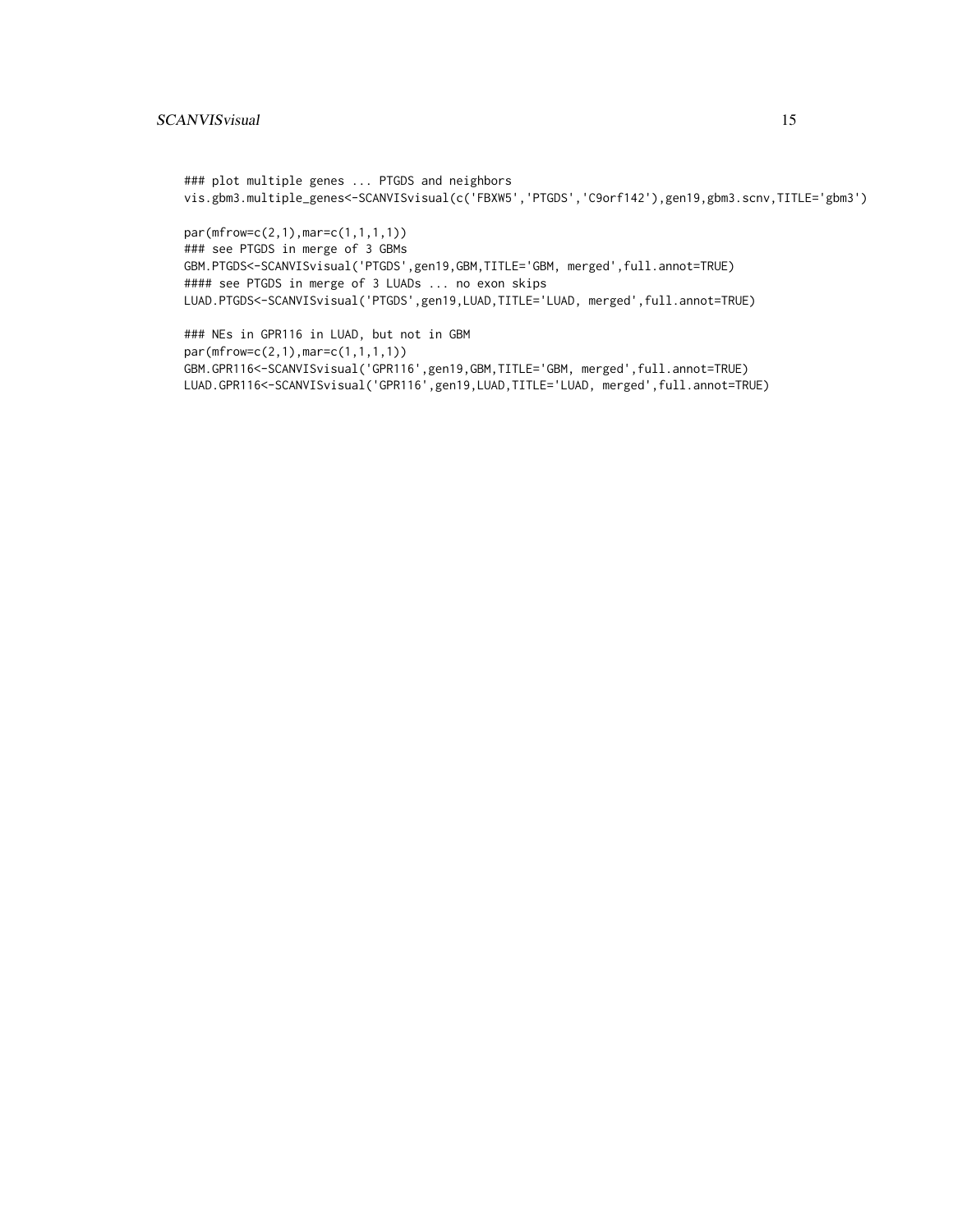```
### plot multiple genes ... PTGDS and neighbors
vis.gbm3.multiple_genes<-SCANVISvisual(c('FBXW5','PTGDS','C9orf142'),gen19,gbm3.scnv,TITLE='gbm3')

par(mfrow=c(2,1),mar=c(1,1,1,1))
### see PTGDS in merge of 3 GBMs
GBM.PTGDS<-SCANVISvisual('PTGDS',gen19,GBM,TITLE='GBM, merged',full.annot=TRUE)
#### see PTGDS in merge of 3 LUADs ... no exon skips
LUAD.PTGDS<-SCANVISvisual('PTGDS',gen19,LUAD,TITLE='LUAD, merged',full.annot=TRUE)

### NEs in GPR116 in LUAD, but not in GBM
par(mfrow=c(2,1),mar=c(1,1,1,1))
GBM.GPR116<-SCANVISvisual('GPR116',gen19,GBM,TITLE='GBM, merged',full.annot=TRUE)
LUAD.GPR116<-SCANVISvisual('GPR116',gen19,LUAD,TITLE='LUAD, merged',full.annot=TRUE)
```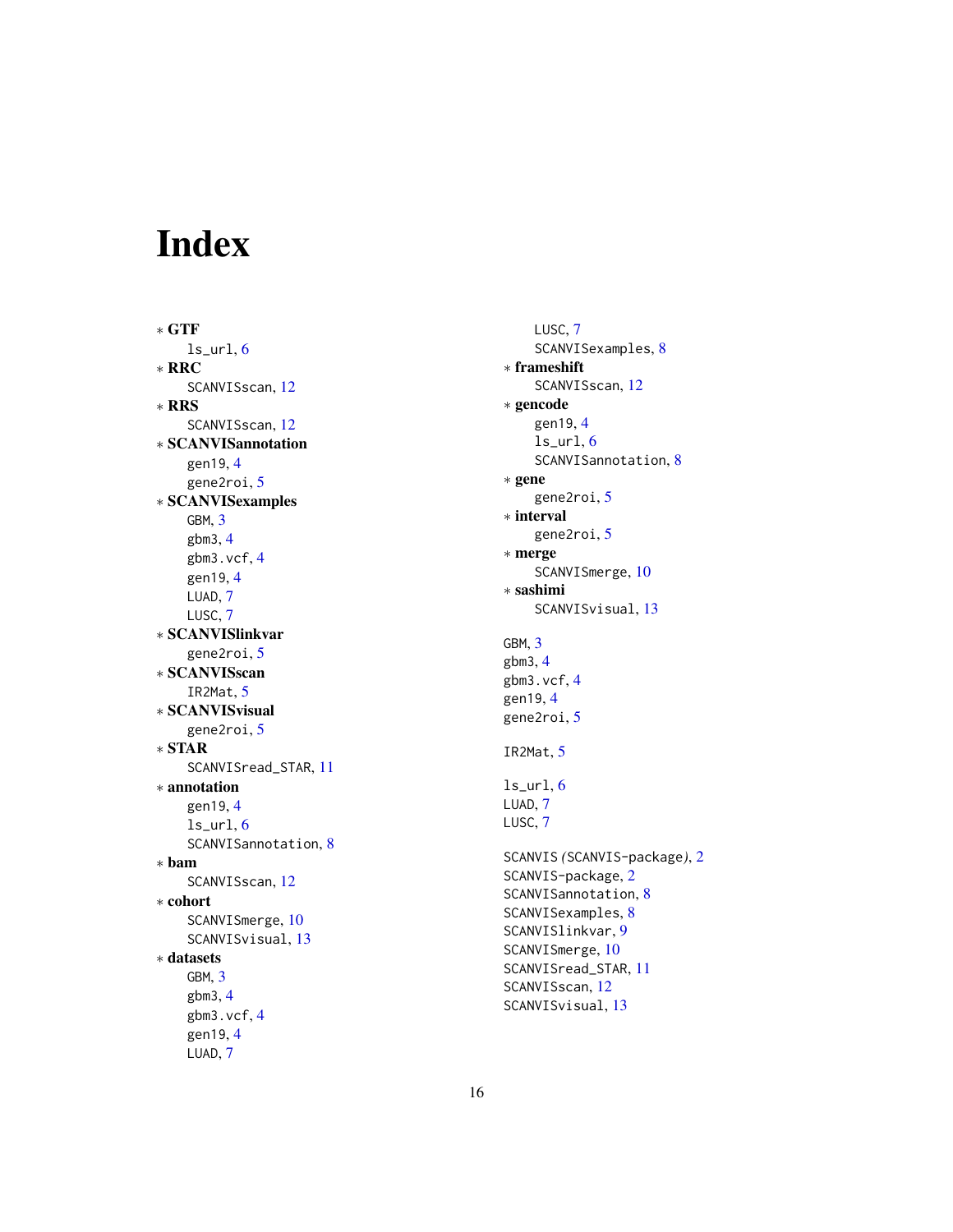# Index

∗ **GTF**
  ls_url, 6
∗ **RRC**
  SCANVISscan, 12
∗ **RRS**
  SCANVISscan, 12
∗ **SCANVISannotation**
  gen19, 4
  gene2roi, 5
∗ **SCANVISexamples**
  GBM, 3
  gbm3, 4
  gbm3.vcf, 4
  gen19, 4
  LUAD, 7
  LUSC, 7
∗ **SCANVISlinkvar**
  gene2roi, 5
∗ **SCANVISscan**
  IR2Mat, 5
∗ **SCANVISvisual**
  gene2roi, 5
∗ **STAR**
  SCANVISread_STAR, 11
∗ **annotation**
  gen19, 4
  ls_url, 6
  SCANVISannotation, 8
∗ **bam**
  SCANVISscan, 12
∗ **cohort**
  SCANVISmerge, 10
  SCANVISvisual, 13
∗ **datasets**
  GBM, 3
  gbm3, 4
  gbm3.vcf, 4
  gen19, 4
  LUAD, 7
  LUSC, 7
  SCANVISexamples, 8
∗ **frameshift**
  SCANVISscan, 12
∗ **gencode**
  gen19, 4
  ls_url, 6
  SCANVISannotation, 8
∗ **gene**
  gene2roi, 5
∗ **interval**
  gene2roi, 5
∗ **merge**
  SCANVISmerge, 10
∗ **sashimi**
  SCANVISvisual, 13

GBM, 3
gbm3, 4
gbm3.vcf, 4
gen19, 4
gene2roi, 5

IR2Mat, 5

ls_url, 6
LUAD, 7
LUSC, 7

SCANVIS (SCANVIS-package), 2
SCANVIS-package, 2
SCANVISannotation, 8
SCANVISexamples, 8
SCANVISlinkvar, 9
SCANVISmerge, 10
SCANVISread_STAR, 11
SCANVISscan, 12
SCANVISvisual, 13